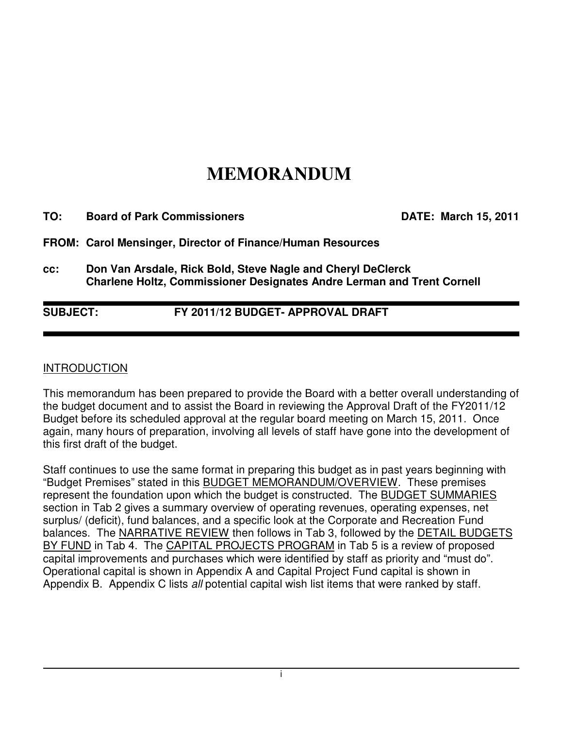# MEMORANDUM

**TO:** **Board of Park Commissioners** **DATE: March 15, 2011**

**FROM: Carol Mensinger, Director of Finance/Human Resources**

**cc:** **Don Van Arsdale, Rick Bold, Steve Nagle and Cheryl DeClerck**
**Charlene Holtz, Commissioner Designates Andre Lerman and Trent Cornell**

---

**SUBJECT:** **FY 2011/12 BUDGET- APPROVAL DRAFT**

---

<u>INTRODUCTION</u>

This memorandum has been prepared to provide the Board with a better overall understanding of the budget document and to assist the Board in reviewing the Approval Draft of the FY2011/12 Budget before its scheduled approval at the regular board meeting on March 15, 2011. Once again, many hours of preparation, involving all levels of staff have gone into the development of this first draft of the budget.

Staff continues to use the same format in preparing this budget as in past years beginning with "Budget Premises" stated in this <u>BUDGET MEMORANDUM/OVERVIEW</u>. These premises represent the foundation upon which the budget is constructed. The <u>BUDGET SUMMARIES</u> section in Tab 2 gives a summary overview of operating revenues, operating expenses, net surplus/ (deficit), fund balances, and a specific look at the Corporate and Recreation Fund balances. The <u>NARRATIVE REVIEW</u> then follows in Tab 3, followed by the <u>DETAIL BUDGETS BY FUND</u> in Tab 4. The <u>CAPITAL PROJECTS PROGRAM</u> in Tab 5 is a review of proposed capital improvements and purchases which were identified by staff as priority and "must do". Operational capital is shown in Appendix A and Capital Project Fund capital is shown in Appendix B. Appendix C lists *all* potential capital wish list items that were ranked by staff.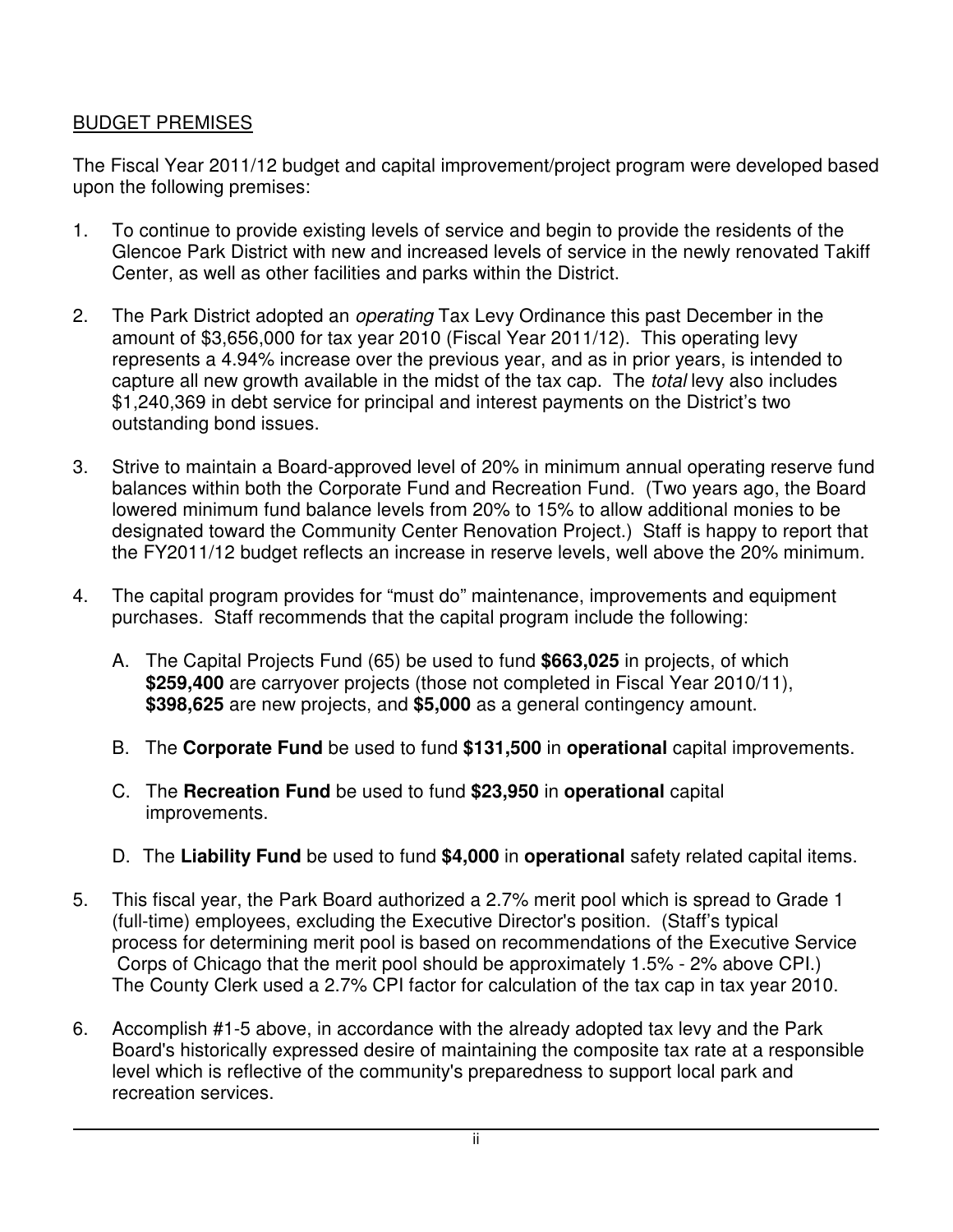## BUDGET PREMISES

The Fiscal Year 2011/12 budget and capital improvement/project program were developed based upon the following premises:

1. To continue to provide existing levels of service and begin to provide the residents of the Glencoe Park District with new and increased levels of service in the newly renovated Takiff Center, as well as other facilities and parks within the District.

2. The Park District adopted an *operating* Tax Levy Ordinance this past December in the amount of $3,656,000 for tax year 2010 (Fiscal Year 2011/12). This operating levy represents a 4.94% increase over the previous year, and as in prior years, is intended to capture all new growth available in the midst of the tax cap. The *total* levy also includes $1,240,369 in debt service for principal and interest payments on the District's two outstanding bond issues.

3. Strive to maintain a Board-approved level of 20% in minimum annual operating reserve fund balances within both the Corporate Fund and Recreation Fund. (Two years ago, the Board lowered minimum fund balance levels from 20% to 15% to allow additional monies to be designated toward the Community Center Renovation Project.) Staff is happy to report that the FY2011/12 budget reflects an increase in reserve levels, well above the 20% minimum.

4. The capital program provides for "must do" maintenance, improvements and equipment purchases. Staff recommends that the capital program include the following:

   A. The Capital Projects Fund (65) be used to fund **$663,025** in projects, of which **$259,400** are carryover projects (those not completed in Fiscal Year 2010/11), **$398,625** are new projects, and **$5,000** as a general contingency amount.

   B. The **Corporate Fund** be used to fund **$131,500** in **operational** capital improvements.

   C. The **Recreation Fund** be used to fund **$23,950** in **operational** capital improvements.

   D. The **Liability Fund** be used to fund **$4,000** in **operational** safety related capital items.

5. This fiscal year, the Park Board authorized a 2.7% merit pool which is spread to Grade 1 (full-time) employees, excluding the Executive Director's position. (Staff's typical process for determining merit pool is based on recommendations of the Executive Service Corps of Chicago that the merit pool should be approximately 1.5% - 2% above CPI.) The County Clerk used a 2.7% CPI factor for calculation of the tax cap in tax year 2010.

6. Accomplish #1-5 above, in accordance with the already adopted tax levy and the Park Board's historically expressed desire of maintaining the composite tax rate at a responsible level which is reflective of the community's preparedness to support local park and recreation services.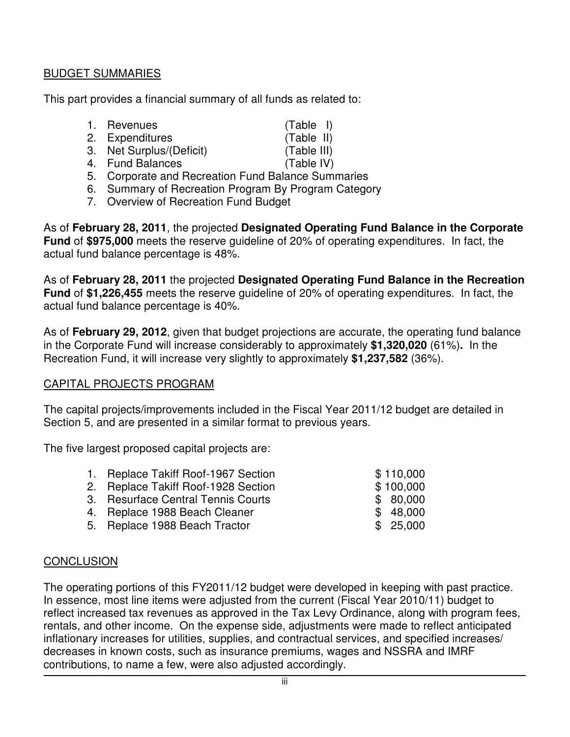## BUDGET SUMMARIES

This part provides a financial summary of all funds as related to:

1. Revenues (Table I)
2. Expenditures (Table II)
3. Net Surplus/(Deficit) (Table III)
4. Fund Balances (Table IV)
5. Corporate and Recreation Fund Balance Summaries
6. Summary of Recreation Program By Program Category
7. Overview of Recreation Fund Budget

As of **February 28, 2011**, the projected **Designated Operating Fund Balance in the Corporate Fund** of **$975,000** meets the reserve guideline of 20% of operating expenditures. In fact, the actual fund balance percentage is 48%.

As of **February 28, 2011** the projected **Designated Operating Fund Balance in the Recreation Fund** of **$1,226,455** meets the reserve guideline of 20% of operating expenditures. In fact, the actual fund balance percentage is 40%.

As of **February 29, 2012**, given that budget projections are accurate, the operating fund balance in the Corporate Fund will increase considerably to approximately **$1,320,020** (61%)**.** In the Recreation Fund, it will increase very slightly to approximately **$1,237,582** (36%).

## CAPITAL PROJECTS PROGRAM

The capital projects/improvements included in the Fiscal Year 2011/12 budget are detailed in Section 5, and are presented in a similar format to previous years.

The five largest proposed capital projects are:

| | |
|---|---|
| 1. Replace Takiff Roof-1967 Section | $ 110,000 |
| 2. Replace Takiff Roof-1928 Section | $ 100,000 |
| 3. Resurface Central Tennis Courts | $ 80,000 |
| 4. Replace 1988 Beach Cleaner | $ 48,000 |
| 5. Replace 1988 Beach Tractor | $ 25,000 |

## CONCLUSION

The operating portions of this FY2011/12 budget were developed in keeping with past practice. In essence, most line items were adjusted from the current (Fiscal Year 2010/11) budget to reflect increased tax revenues as approved in the Tax Levy Ordinance, along with program fees, rentals, and other income. On the expense side, adjustments were made to reflect anticipated inflationary increases for utilities, supplies, and contractual services, and specified increases/ decreases in known costs, such as insurance premiums, wages and NSSRA and IMRF contributions, to name a few, were also adjusted accordingly.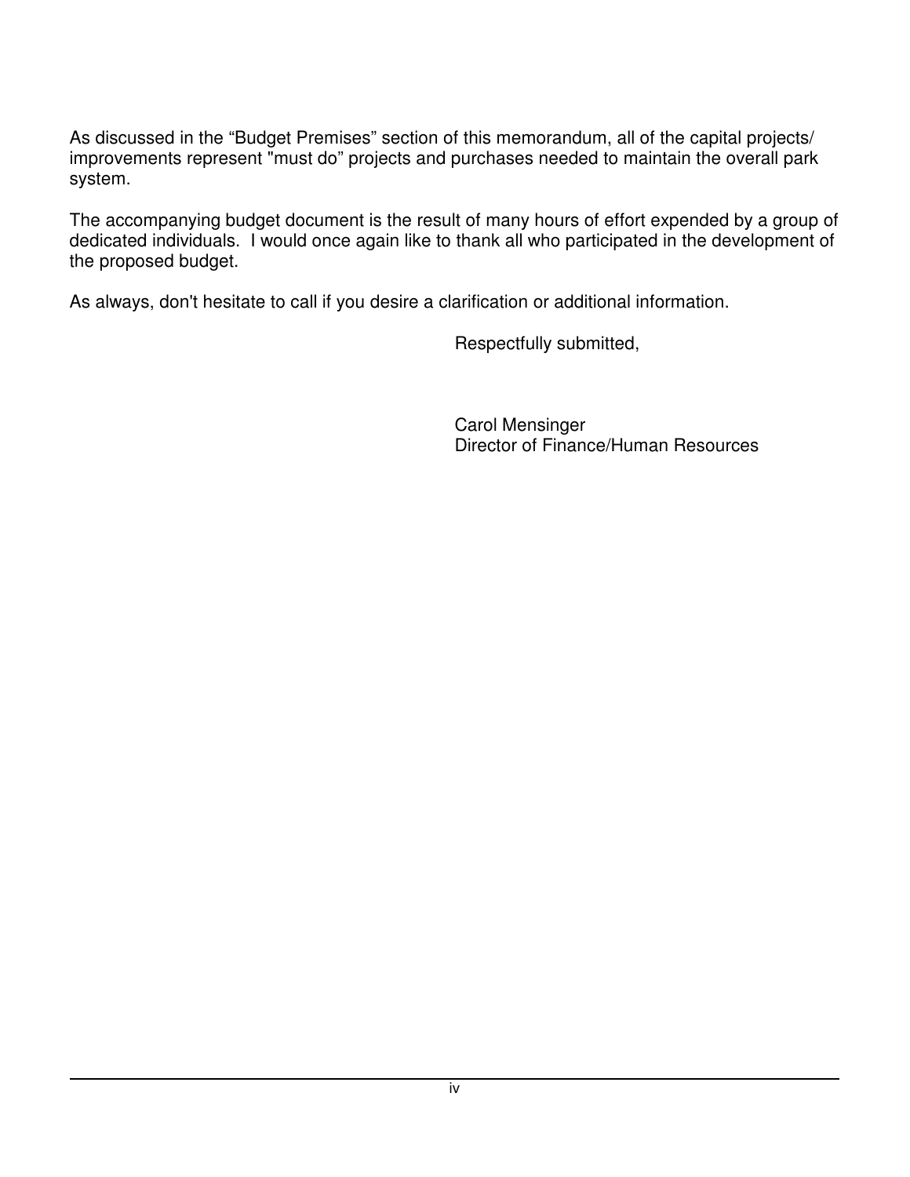As discussed in the "Budget Premises" section of this memorandum, all of the capital projects/ improvements represent "must do" projects and purchases needed to maintain the overall park system.

The accompanying budget document is the result of many hours of effort expended by a group of dedicated individuals. I would once again like to thank all who participated in the development of the proposed budget.

As always, don't hesitate to call if you desire a clarification or additional information.

Respectfully submitted,

Carol Mensinger
Director of Finance/Human Resources